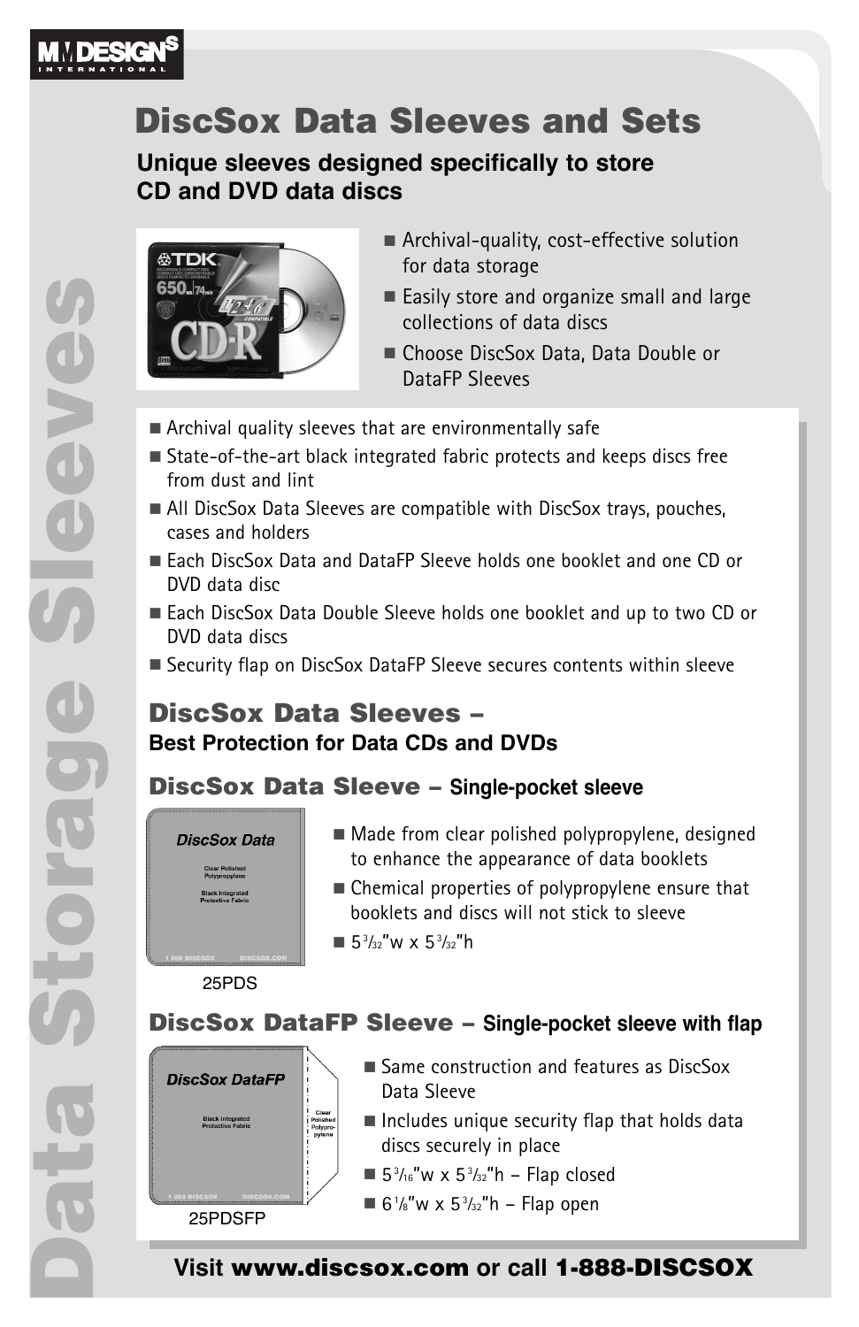# DiscSox Data Sleeves and Sets

**Unique sleeves designed specifically to store CD and DVD data discs**

- Archival-quality, cost-effective solution for data storage
- Easily store and organize small and large collections of data discs
- Choose DiscSox Data, Data Double or DataFP Sleeves

- Archival quality sleeves that are environmentally safe
- State-of-the-art black integrated fabric protects and keeps discs free from dust and lint
- All DiscSox Data Sleeves are compatible with DiscSox trays, pouches, cases and holders
- Each DiscSox Data and DataFP Sleeve holds one booklet and one CD or DVD data disc
- Each DiscSox Data Double Sleeve holds one booklet and up to two CD or DVD data discs
- Security flap on DiscSox DataFP Sleeve secures contents within sleeve

## DiscSox Data Sleeves – Best Protection for Data CDs and DVDs

### DiscSox Data Sleeve – Single-pocket sleeve

DiscSox Data

Clear Polished Polypropylene

Black Integrated Protective Fabric

1 888 DISCSOX DISCSOX.COM

25PDS

- Made from clear polished polypropylene, designed to enhance the appearance of data booklets
- Chemical properties of polypropylene ensure that booklets and discs will not stick to sleeve
- 5 3/32"w x 5 3/32"h

### DiscSox DataFP Sleeve – Single-pocket sleeve with flap

DiscSox DataFP

Black Integrated Protective Fabric

Clear Polished Polypropylene

1 888 DISCSOX DISCSOX.COM

25PDSFP

- Same construction and features as DiscSox Data Sleeve
- Includes unique security flap that holds data discs securely in place
- 5 3/16"w x 5 3/32"h – Flap closed
- 6 1/8"w x 5 3/32"h – Flap open

Data Storage Sleeves

Visit **www.discsox.com** or call **1-888-DISCSOX**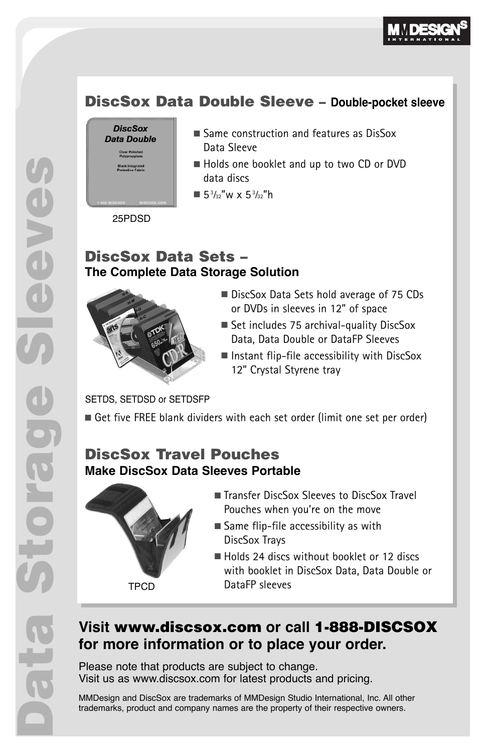# Data Storage Sleeves

## DiscSox Data Double Sleeve – Double-pocket sleeve

DiscSox Data Double

Clear Polished Polypropylene

Black Integrated Protective Fabric

1 888 DISCSOX DISCSOX.COM

25PDSD

- Same construction and features as DisSox Data Sleeve
- Holds one booklet and up to two CD or DVD data discs
- 5 3/32"w x 5 3/32"h

## DiscSox Data Sets – The Complete Data Storage Solution

SETDS, SETDSD or SETDSFP

- DiscSox Data Sets hold average of 75 CDs or DVDs in sleeves in 12" of space
- Set includes 75 archival-quality DiscSox Data, Data Double or DataFP Sleeves
- Instant flip-file accessibility with DiscSox 12" Crystal Styrene tray
- Get five FREE blank dividers with each set order (limit one set per order)

## DiscSox Travel Pouches – Make DiscSox Data Sleeves Portable

TPCD

- Transfer DiscSox Sleeves to DiscSox Travel Pouches when you're on the move
- Same flip-file accessibility as with DiscSox Trays
- Holds 24 discs without booklet or 12 discs with booklet in DiscSox Data, Data Double or DataFP sleeves

**Visit www.discsox.com or call 1-888-DISCSOX for more information or to place your order.**

Please note that products are subject to change.
Visit us as www.discsox.com for latest products and pricing.

MMDesign and DiscSox are trademarks of MMDesign Studio International, Inc. All other trademarks, product and company names are the property of their respective owners.